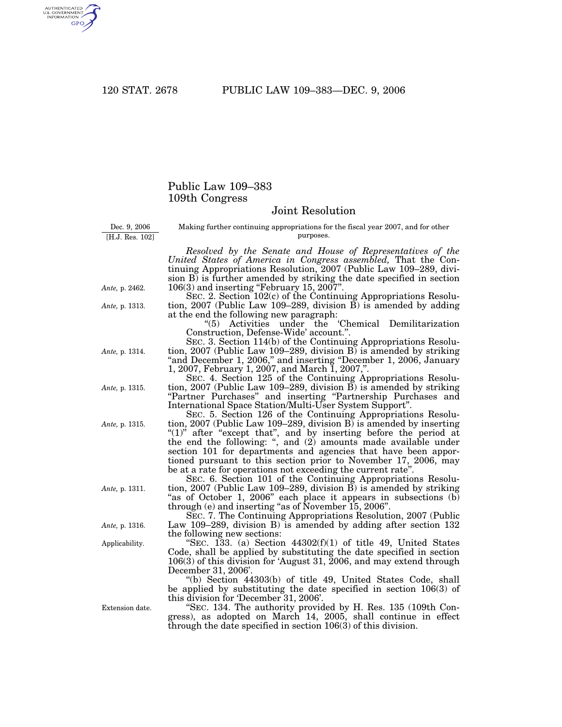# Public Law 109–383
# 109th Congress

## Joint Resolution

Dec. 9, 2006
[H.J. Res. 102]

Making further continuing appropriations for the fiscal year 2007, and for other purposes.

*Resolved by the Senate and House of Representatives of the United States of America in Congress assembled,* That the Continuing Appropriations Resolution, 2007 (Public Law 109–289, division B) is further amended by striking the date specified in section 106(3) and inserting "February 15, 2007".

*Ante,* p. 2462.

SEC. 2. Section 102(c) of the Continuing Appropriations Resolution, 2007 (Public Law 109–289, division B) is amended by adding at the end the following new paragraph:

*Ante,* p. 1313.

"(5) Activities under the 'Chemical Demilitarization Construction, Defense-Wide' account.".

SEC. 3. Section 114(b) of the Continuing Appropriations Resolution, 2007 (Public Law 109–289, division B) is amended by striking "and December 1, 2006," and inserting "December 1, 2006, January 1, 2007, February 1, 2007, and March 1, 2007,".

*Ante,* p. 1314.

SEC. 4. Section 125 of the Continuing Appropriations Resolution, 2007 (Public Law 109–289, division B) is amended by striking "Partner Purchases" and inserting "Partnership Purchases and International Space Station/Multi-User System Support".

*Ante,* p. 1315.

SEC. 5. Section 126 of the Continuing Appropriations Resolution, 2007 (Public Law 109–289, division B) is amended by inserting "(1)" after "except that", and by inserting before the period at the end the following: ", and (2) amounts made available under section 101 for departments and agencies that have been apportioned pursuant to this section prior to November 17, 2006, may be at a rate for operations not exceeding the current rate".

*Ante,* p. 1315.

SEC. 6. Section 101 of the Continuing Appropriations Resolution, 2007 (Public Law 109–289, division B) is amended by striking "as of October 1, 2006" each place it appears in subsections (b) through (e) and inserting "as of November 15, 2006".

*Ante,* p. 1311.

SEC. 7. The Continuing Appropriations Resolution, 2007 (Public Law 109–289, division B) is amended by adding after section 132 the following new sections:

*Ante,* p. 1316.

Applicability.

"SEC. 133. (a) Section 44302(f)(1) of title 49, United States Code, shall be applied by substituting the date specified in section 106(3) of this division for 'August 31, 2006, and may extend through December 31, 2006'.

"(b) Section 44303(b) of title 49, United States Code, shall be applied by substituting the date specified in section 106(3) of this division for 'December 31, 2006'.

Extension date.

"SEC. 134. The authority provided by H. Res. 135 (109th Congress), as adopted on March 14, 2005, shall continue in effect through the date specified in section 106(3) of this division.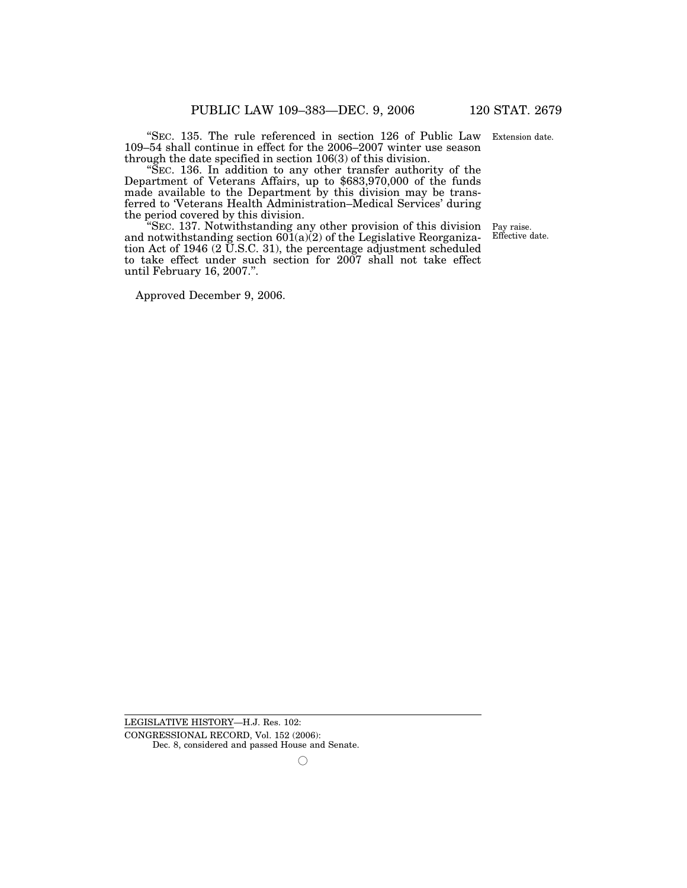"SEC. 135. The rule referenced in section 126 of Public Law 109–54 shall continue in effect for the 2006–2007 winter use season through the date specified in section 106(3) of this division.

Extension date.

"SEC. 136. In addition to any other transfer authority of the Department of Veterans Affairs, up to $683,970,000 of the funds made available to the Department by this division may be transferred to 'Veterans Health Administration–Medical Services' during the period covered by this division.

"SEC. 137. Notwithstanding any other provision of this division and notwithstanding section 601(a)(2) of the Legislative Reorganization Act of 1946 (2 U.S.C. 31), the percentage adjustment scheduled to take effect under such section for 2007 shall not take effect until February 16, 2007.".

Pay raise.
Effective date.

Approved December 9, 2006.

---

LEGISLATIVE HISTORY—H.J. Res. 102:

CONGRESSIONAL RECORD, Vol. 152 (2006):

Dec. 8, considered and passed House and Senate.

○